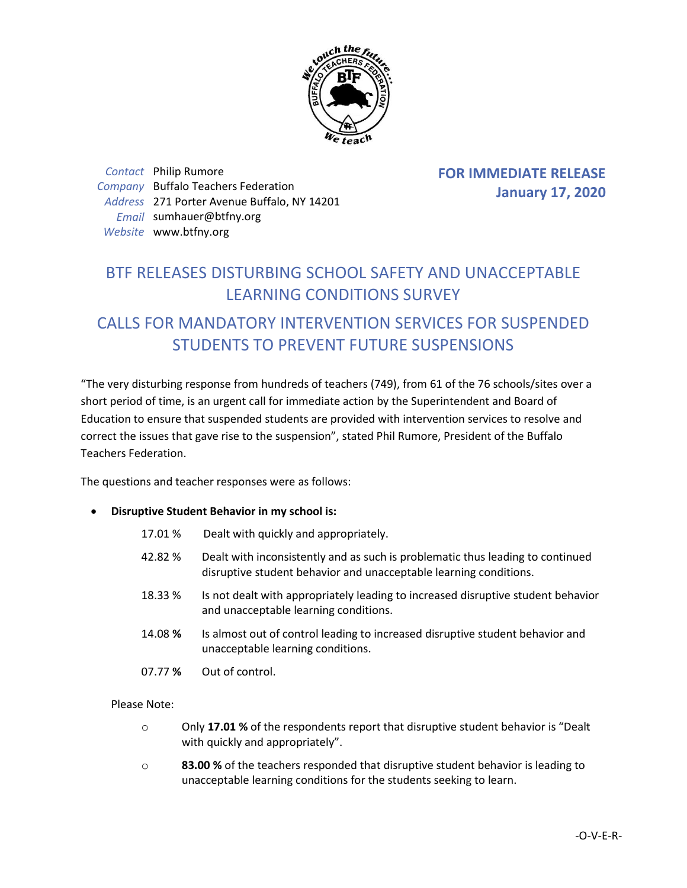Contact Philip Rumore
Company Buffalo Teachers Federation
Address 271 Porter Avenue Buffalo, NY 14201
Email sumhauer@btfny.org
Website www.btfny.org

**FOR IMMEDIATE RELEASE**
**January 17, 2020**

# BTF RELEASES DISTURBING SCHOOL SAFETY AND UNACCEPTABLE LEARNING CONDITIONS SURVEY

## CALLS FOR MANDATORY INTERVENTION SERVICES FOR SUSPENDED STUDENTS TO PREVENT FUTURE SUSPENSIONS

"The very disturbing response from hundreds of teachers (749), from 61 of the 76 schools/sites over a short period of time, is an urgent call for immediate action by the Superintendent and Board of Education to ensure that suspended students are provided with intervention services to resolve and correct the issues that gave rise to the suspension", stated Phil Rumore, President of the Buffalo Teachers Federation.

The questions and teacher responses were as follows:

- **Disruptive Student Behavior in my school is:**

  17.01 % Dealt with quickly and appropriately.

  42.82 % Dealt with inconsistently and as such is problematic thus leading to continued disruptive student behavior and unacceptable learning conditions.

  18.33 % Is not dealt with appropriately leading to increased disruptive student behavior and unacceptable learning conditions.

  14.08 **%** Is almost out of control leading to increased disruptive student behavior and unacceptable learning conditions.

  07.77 **%** Out of control.

  Please Note:

  - Only **17.01 %** of the respondents report that disruptive student behavior is "Dealt with quickly and appropriately".
  - **83.00 %** of the teachers responded that disruptive student behavior is leading to unacceptable learning conditions for the students seeking to learn.

-O-V-E-R-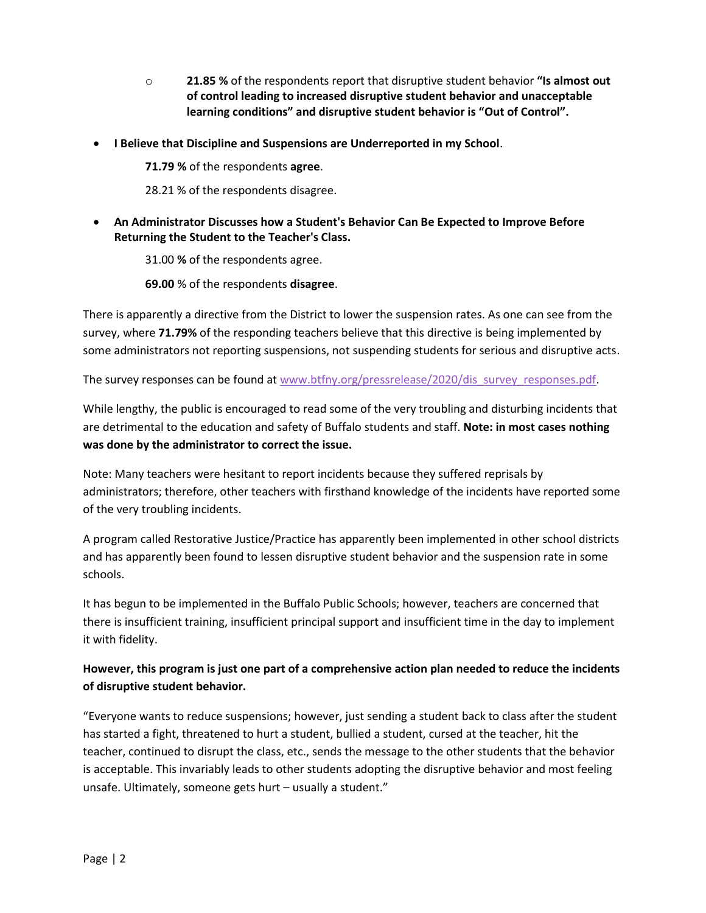- **21.85 %** of the respondents report that disruptive student behavior **"Is almost out of control leading to increased disruptive student behavior and unacceptable learning conditions" and disruptive student behavior is "Out of Control".**

- **I Believe that Discipline and Suspensions are Underreported in my School**.

  **71.79 %** of the respondents **agree**.

  28.21 % of the respondents disagree.

- **An Administrator Discusses how a Student's Behavior Can Be Expected to Improve Before Returning the Student to the Teacher's Class.**

  31.00 **%** of the respondents agree.

  **69.00** % of the respondents **disagree**.

There is apparently a directive from the District to lower the suspension rates. As one can see from the survey, where **71.79%** of the responding teachers believe that this directive is being implemented by some administrators not reporting suspensions, not suspending students for serious and disruptive acts.

The survey responses can be found at www.btfny.org/pressrelease/2020/dis_survey_responses.pdf.

While lengthy, the public is encouraged to read some of the very troubling and disturbing incidents that are detrimental to the education and safety of Buffalo students and staff. **Note: in most cases nothing was done by the administrator to correct the issue.**

Note: Many teachers were hesitant to report incidents because they suffered reprisals by administrators; therefore, other teachers with firsthand knowledge of the incidents have reported some of the very troubling incidents.

A program called Restorative Justice/Practice has apparently been implemented in other school districts and has apparently been found to lessen disruptive student behavior and the suspension rate in some schools.

It has begun to be implemented in the Buffalo Public Schools; however, teachers are concerned that there is insufficient training, insufficient principal support and insufficient time in the day to implement it with fidelity.

**However, this program is just one part of a comprehensive action plan needed to reduce the incidents of disruptive student behavior.**

"Everyone wants to reduce suspensions; however, just sending a student back to class after the student has started a fight, threatened to hurt a student, bullied a student, cursed at the teacher, hit the teacher, continued to disrupt the class, etc., sends the message to the other students that the behavior is acceptable. This invariably leads to other students adopting the disruptive behavior and most feeling unsafe. Ultimately, someone gets hurt – usually a student."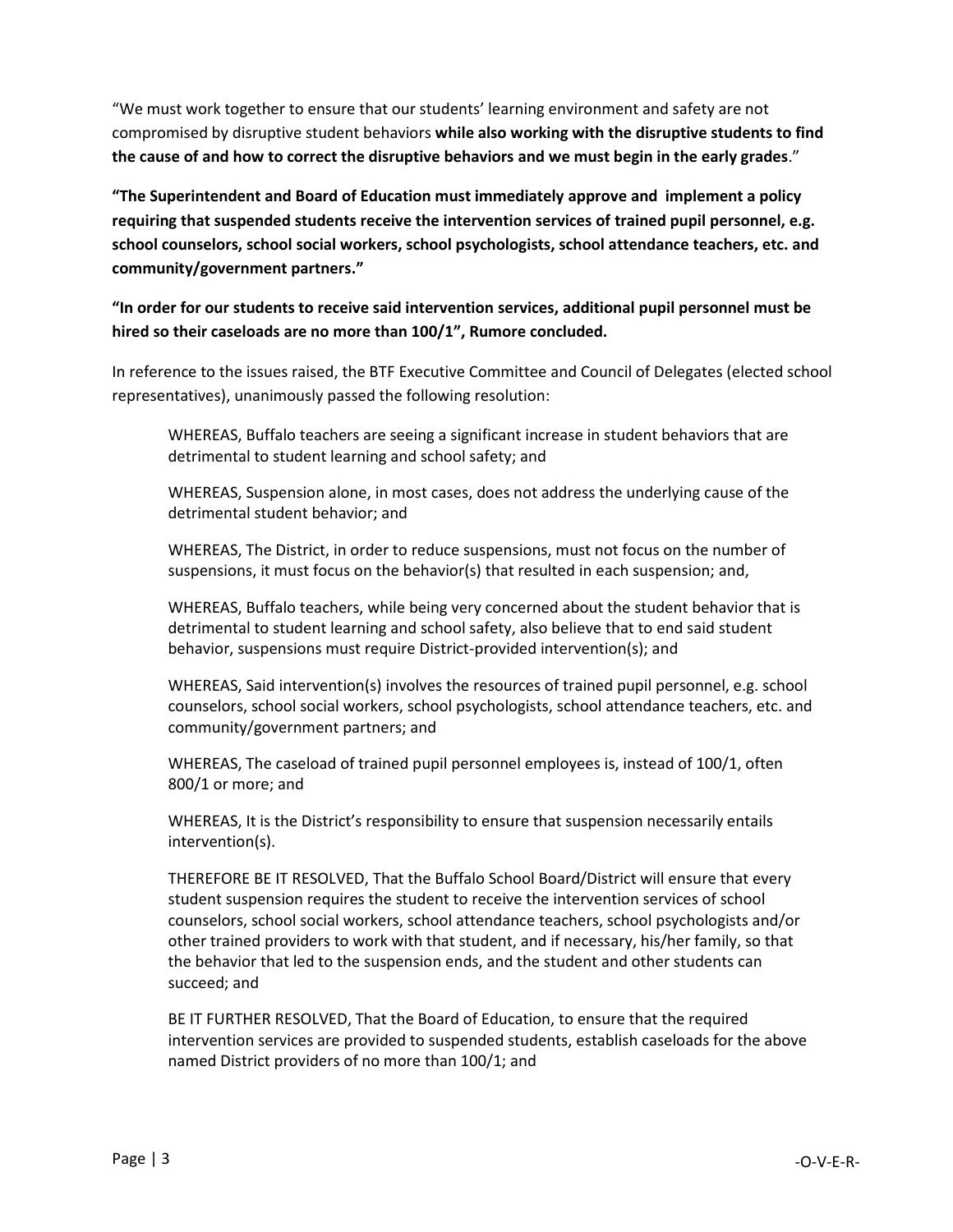"We must work together to ensure that our students' learning environment and safety are not compromised by disruptive student behaviors **while also working with the disruptive students to find the cause of and how to correct the disruptive behaviors and we must begin in the early grades**."

**"The Superintendent and Board of Education must immediately approve and implement a policy requiring that suspended students receive the intervention services of trained pupil personnel, e.g. school counselors, school social workers, school psychologists, school attendance teachers, etc. and community/government partners."**

**"In order for our students to receive said intervention services, additional pupil personnel must be hired so their caseloads are no more than 100/1", Rumore concluded.**

In reference to the issues raised, the BTF Executive Committee and Council of Delegates (elected school representatives), unanimously passed the following resolution:

> WHEREAS, Buffalo teachers are seeing a significant increase in student behaviors that are detrimental to student learning and school safety; and
>
> WHEREAS, Suspension alone, in most cases, does not address the underlying cause of the detrimental student behavior; and
>
> WHEREAS, The District, in order to reduce suspensions, must not focus on the number of suspensions, it must focus on the behavior(s) that resulted in each suspension; and,
>
> WHEREAS, Buffalo teachers, while being very concerned about the student behavior that is detrimental to student learning and school safety, also believe that to end said student behavior, suspensions must require District-provided intervention(s); and
>
> WHEREAS, Said intervention(s) involves the resources of trained pupil personnel, e.g. school counselors, school social workers, school psychologists, school attendance teachers, etc. and community/government partners; and
>
> WHEREAS, The caseload of trained pupil personnel employees is, instead of 100/1, often 800/1 or more; and
>
> WHEREAS, It is the District's responsibility to ensure that suspension necessarily entails intervention(s).
>
> THEREFORE BE IT RESOLVED, That the Buffalo School Board/District will ensure that every student suspension requires the student to receive the intervention services of school counselors, school social workers, school attendance teachers, school psychologists and/or other trained providers to work with that student, and if necessary, his/her family, so that the behavior that led to the suspension ends, and the student and other students can succeed; and
>
> BE IT FURTHER RESOLVED, That the Board of Education, to ensure that the required intervention services are provided to suspended students, establish caseloads for the above named District providers of no more than 100/1; and

-O-V-E-R-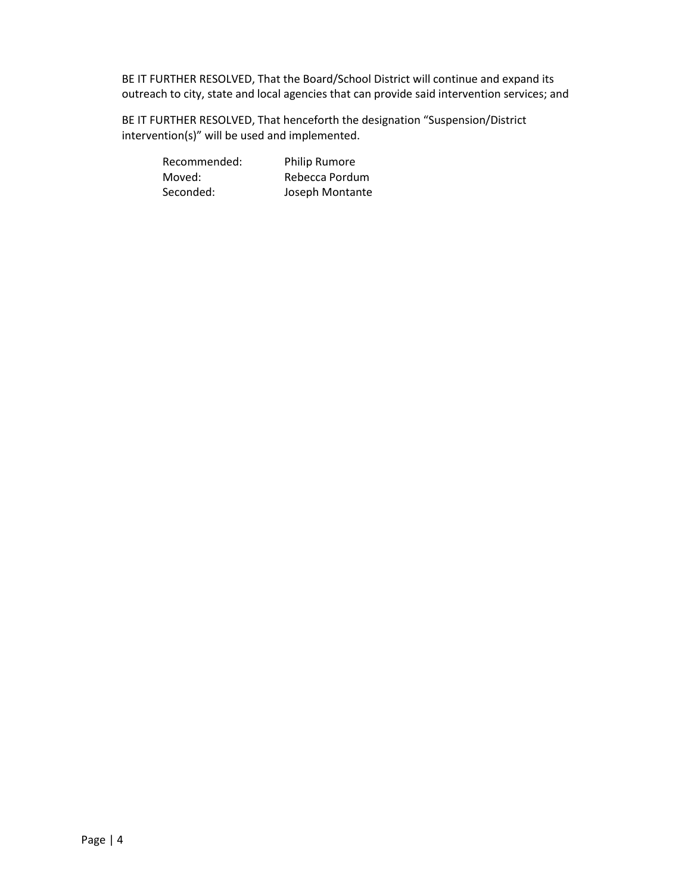BE IT FURTHER RESOLVED, That the Board/School District will continue and expand its outreach to city, state and local agencies that can provide said intervention services; and

BE IT FURTHER RESOLVED, That henceforth the designation "Suspension/District intervention(s)" will be used and implemented.

| | |
|---|---|
| Recommended: | Philip Rumore |
| Moved: | Rebecca Pordum |
| Seconded: | Joseph Montante |